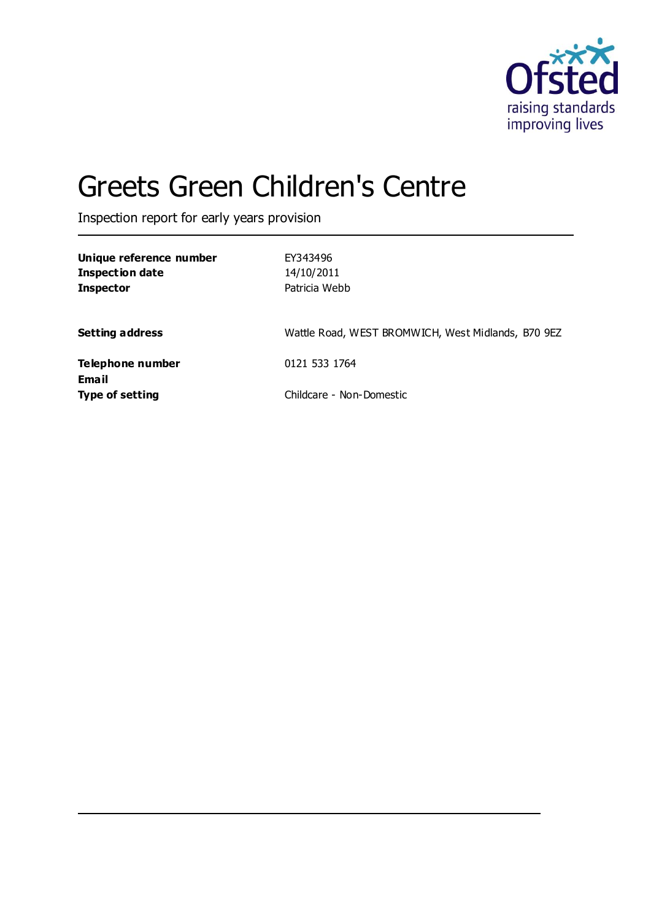# Greets Green Children's Centre

Inspection report for early years provision

| | |
|---|---|
| **Unique reference number** | EY343496 |
| **Inspection date** | 14/10/2011 |
| **Inspector** | Patricia Webb |
| **Setting address** | Wattle Road, WEST BROMWICH, West Midlands, B70 9EZ |
| **Telephone number** | 0121 533 1764 |
| **Email** | |
| **Type of setting** | Childcare - Non-Domestic |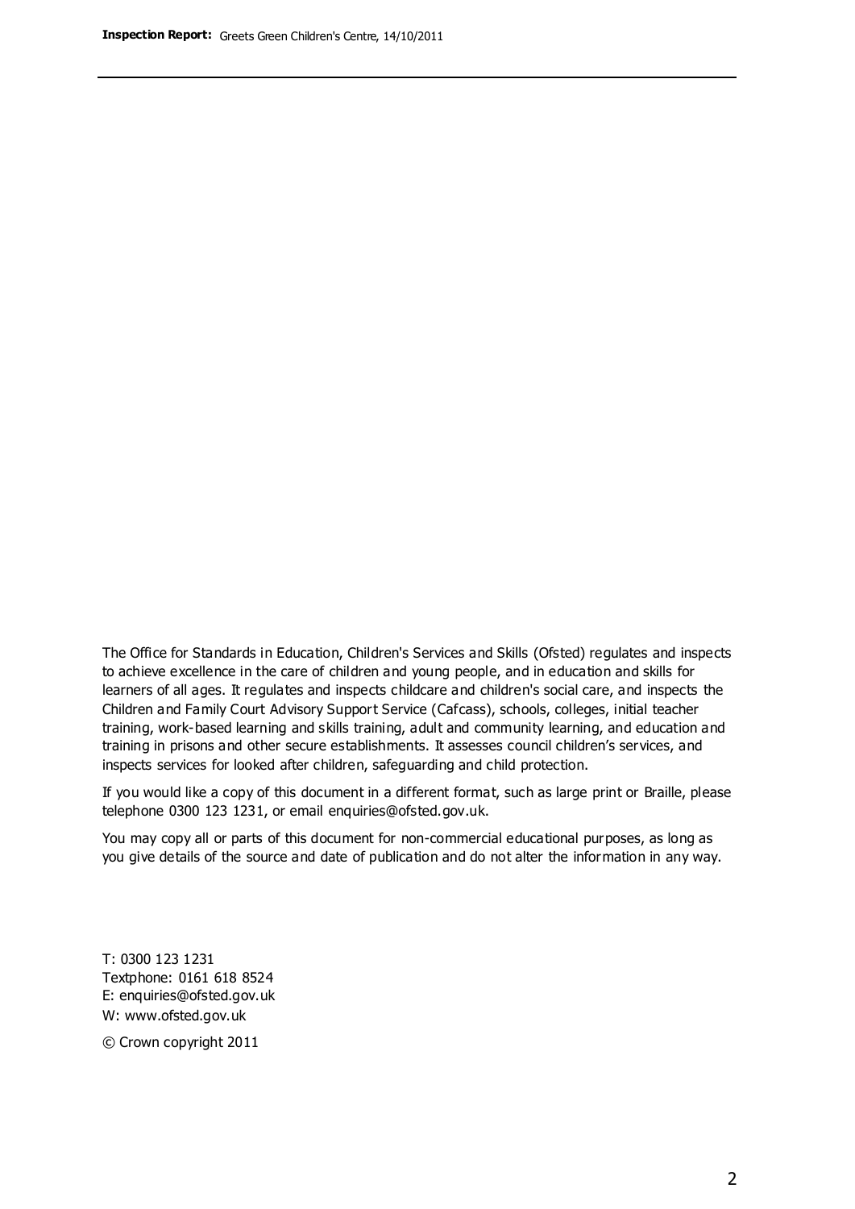The Office for Standards in Education, Children's Services and Skills (Ofsted) regulates and inspects to achieve excellence in the care of children and young people, and in education and skills for learners of all ages. It regulates and inspects childcare and children's social care, and inspects the Children and Family Court Advisory Support Service (Cafcass), schools, colleges, initial teacher training, work-based learning and skills training, adult and community learning, and education and training in prisons and other secure establishments. It assesses council children's services, and inspects services for looked after children, safeguarding and child protection.

If you would like a copy of this document in a different format, such as large print or Braille, please telephone 0300 123 1231, or email enquiries@ofsted.gov.uk.

You may copy all or parts of this document for non-commercial educational purposes, as long as you give details of the source and date of publication and do not alter the information in any way.

T: 0300 123 1231
Textphone: 0161 618 8524
E: enquiries@ofsted.gov.uk
W: www.ofsted.gov.uk

© Crown copyright 2011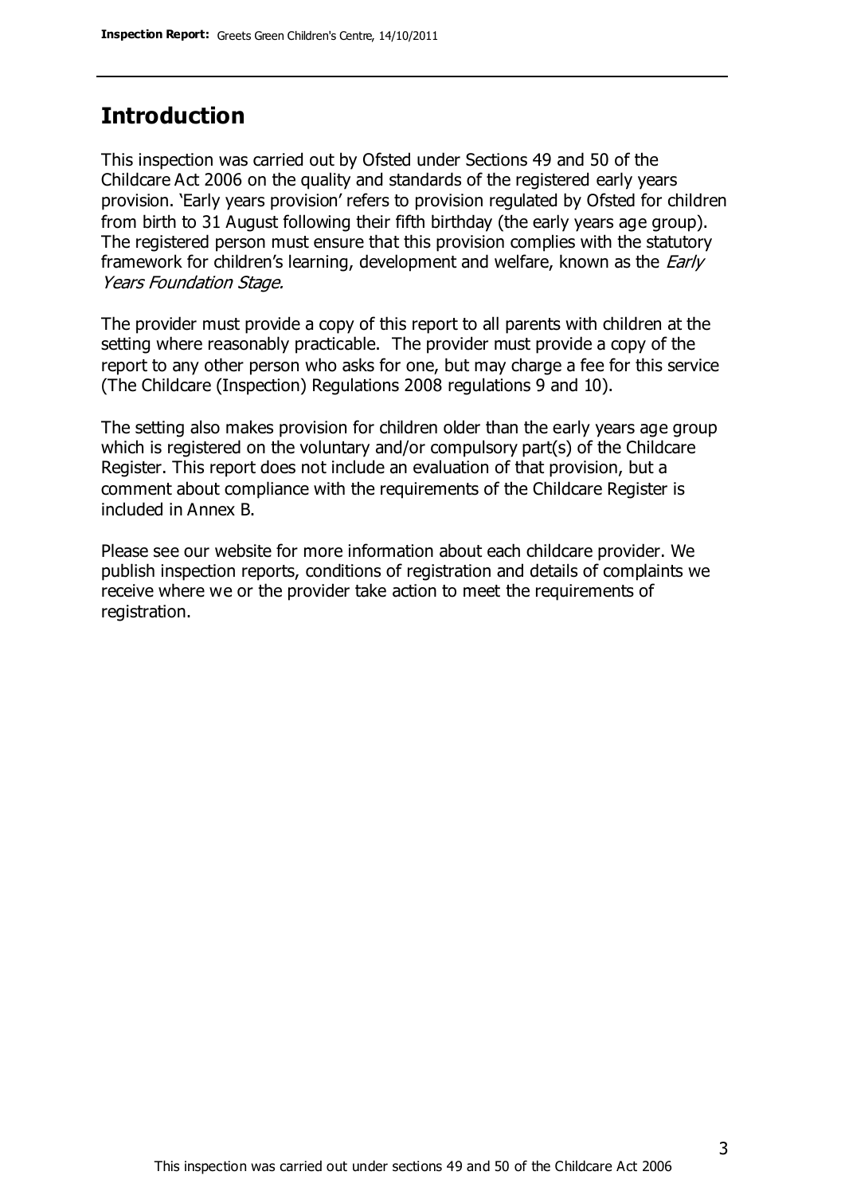## Introduction

This inspection was carried out by Ofsted under Sections 49 and 50 of the Childcare Act 2006 on the quality and standards of the registered early years provision. 'Early years provision' refers to provision regulated by Ofsted for children from birth to 31 August following their fifth birthday (the early years age group). The registered person must ensure that this provision complies with the statutory framework for children's learning, development and welfare, known as the *Early Years Foundation Stage*.

The provider must provide a copy of this report to all parents with children at the setting where reasonably practicable. The provider must provide a copy of the report to any other person who asks for one, but may charge a fee for this service (The Childcare (Inspection) Regulations 2008 regulations 9 and 10).

The setting also makes provision for children older than the early years age group which is registered on the voluntary and/or compulsory part(s) of the Childcare Register. This report does not include an evaluation of that provision, but a comment about compliance with the requirements of the Childcare Register is included in Annex B.

Please see our website for more information about each childcare provider. We publish inspection reports, conditions of registration and details of complaints we receive where we or the provider take action to meet the requirements of registration.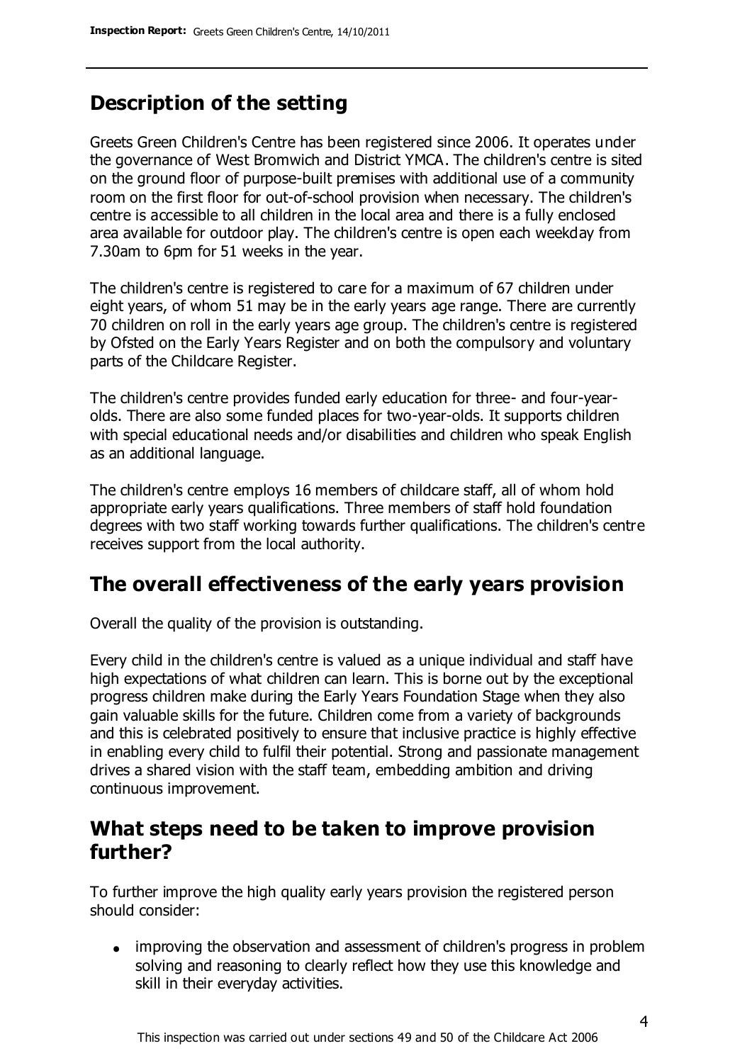## Description of the setting

Greets Green Children's Centre has been registered since 2006. It operates under the governance of West Bromwich and District YMCA. The children's centre is sited on the ground floor of purpose-built premises with additional use of a community room on the first floor for out-of-school provision when necessary. The children's centre is accessible to all children in the local area and there is a fully enclosed area available for outdoor play. The children's centre is open each weekday from 7.30am to 6pm for 51 weeks in the year.

The children's centre is registered to care for a maximum of 67 children under eight years, of whom 51 may be in the early years age range. There are currently 70 children on roll in the early years age group. The children's centre is registered by Ofsted on the Early Years Register and on both the compulsory and voluntary parts of the Childcare Register.

The children's centre provides funded early education for three- and four-year-olds. There are also some funded places for two-year-olds. It supports children with special educational needs and/or disabilities and children who speak English as an additional language.

The children's centre employs 16 members of childcare staff, all of whom hold appropriate early years qualifications. Three members of staff hold foundation degrees with two staff working towards further qualifications. The children's centre receives support from the local authority.

## The overall effectiveness of the early years provision

Overall the quality of the provision is outstanding.

Every child in the children's centre is valued as a unique individual and staff have high expectations of what children can learn. This is borne out by the exceptional progress children make during the Early Years Foundation Stage when they also gain valuable skills for the future. Children come from a variety of backgrounds and this is celebrated positively to ensure that inclusive practice is highly effective in enabling every child to fulfil their potential. Strong and passionate management drives a shared vision with the staff team, embedding ambition and driving continuous improvement.

## What steps need to be taken to improve provision further?

To further improve the high quality early years provision the registered person should consider:

- improving the observation and assessment of children's progress in problem solving and reasoning to clearly reflect how they use this knowledge and skill in their everyday activities.

This inspection was carried out under sections 49 and 50 of the Childcare Act 2006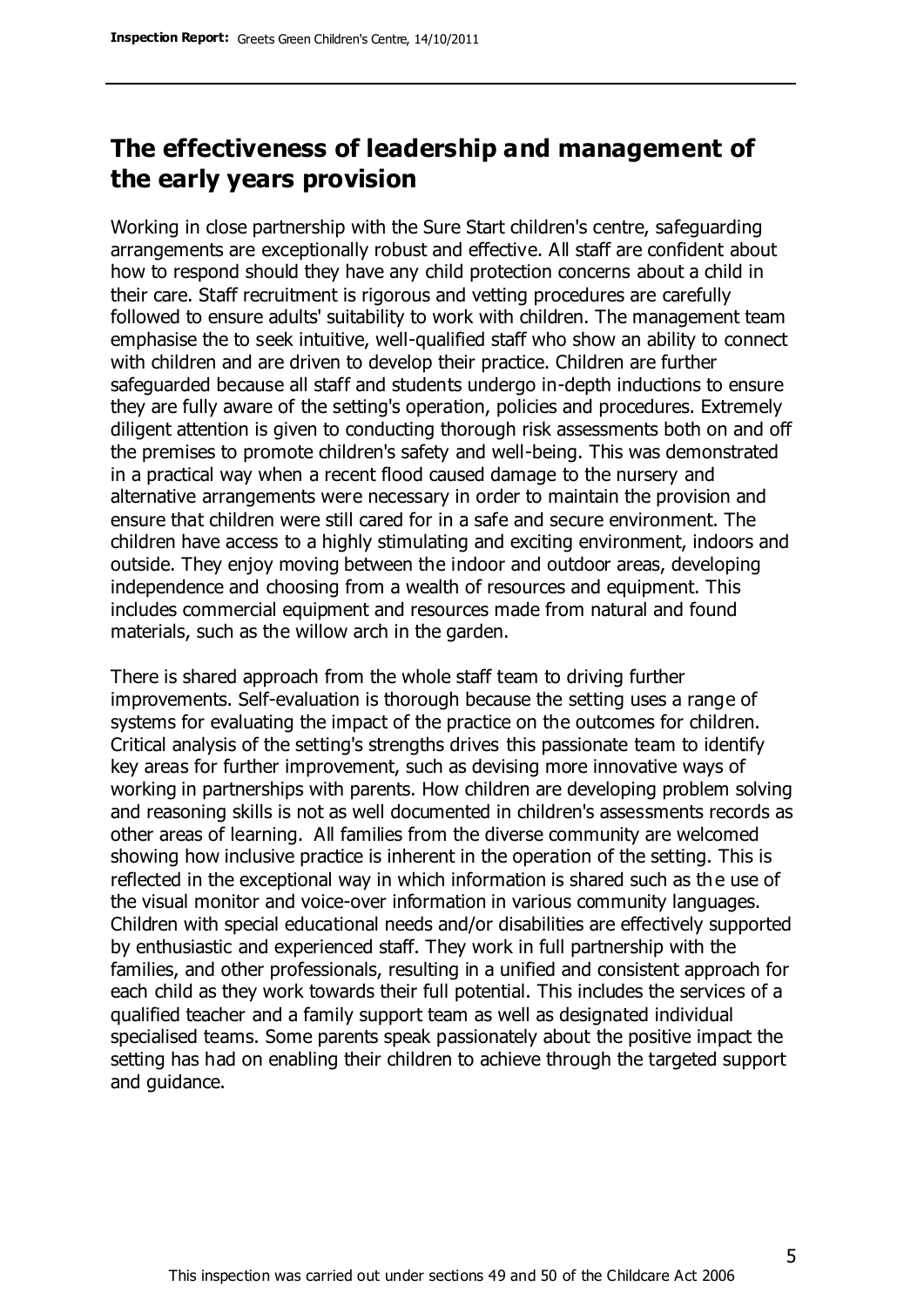## The effectiveness of leadership and management of the early years provision

Working in close partnership with the Sure Start children's centre, safeguarding arrangements are exceptionally robust and effective. All staff are confident about how to respond should they have any child protection concerns about a child in their care. Staff recruitment is rigorous and vetting procedures are carefully followed to ensure adults' suitability to work with children. The management team emphasise the to seek intuitive, well-qualified staff who show an ability to connect with children and are driven to develop their practice. Children are further safeguarded because all staff and students undergo in-depth inductions to ensure they are fully aware of the setting's operation, policies and procedures. Extremely diligent attention is given to conducting thorough risk assessments both on and off the premises to promote children's safety and well-being. This was demonstrated in a practical way when a recent flood caused damage to the nursery and alternative arrangements were necessary in order to maintain the provision and ensure that children were still cared for in a safe and secure environment. The children have access to a highly stimulating and exciting environment, indoors and outside. They enjoy moving between the indoor and outdoor areas, developing independence and choosing from a wealth of resources and equipment. This includes commercial equipment and resources made from natural and found materials, such as the willow arch in the garden.

There is shared approach from the whole staff team to driving further improvements. Self-evaluation is thorough because the setting uses a range of systems for evaluating the impact of the practice on the outcomes for children. Critical analysis of the setting's strengths drives this passionate team to identify key areas for further improvement, such as devising more innovative ways of working in partnerships with parents. How children are developing problem solving and reasoning skills is not as well documented in children's assessments records as other areas of learning. All families from the diverse community are welcomed showing how inclusive practice is inherent in the operation of the setting. This is reflected in the exceptional way in which information is shared such as the use of the visual monitor and voice-over information in various community languages. Children with special educational needs and/or disabilities are effectively supported by enthusiastic and experienced staff. They work in full partnership with the families, and other professionals, resulting in a unified and consistent approach for each child as they work towards their full potential. This includes the services of a qualified teacher and a family support team as well as designated individual specialised teams. Some parents speak passionately about the positive impact the setting has had on enabling their children to achieve through the targeted support and guidance.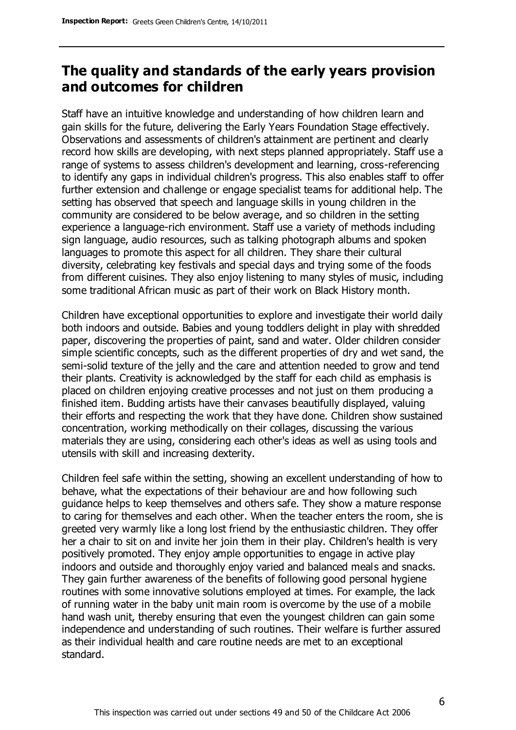## The quality and standards of the early years provision and outcomes for children

Staff have an intuitive knowledge and understanding of how children learn and gain skills for the future, delivering the Early Years Foundation Stage effectively. Observations and assessments of children's attainment are pertinent and clearly record how skills are developing, with next steps planned appropriately. Staff use a range of systems to assess children's development and learning, cross-referencing to identify any gaps in individual children's progress. This also enables staff to offer further extension and challenge or engage specialist teams for additional help. The setting has observed that speech and language skills in young children in the community are considered to be below average, and so children in the setting experience a language-rich environment. Staff use a variety of methods including sign language, audio resources, such as talking photograph albums and spoken languages to promote this aspect for all children. They share their cultural diversity, celebrating key festivals and special days and trying some of the foods from different cuisines. They also enjoy listening to many styles of music, including some traditional African music as part of their work on Black History month.

Children have exceptional opportunities to explore and investigate their world daily both indoors and outside. Babies and young toddlers delight in play with shredded paper, discovering the properties of paint, sand and water. Older children consider simple scientific concepts, such as the different properties of dry and wet sand, the semi-solid texture of the jelly and the care and attention needed to grow and tend their plants. Creativity is acknowledged by the staff for each child as emphasis is placed on children enjoying creative processes and not just on them producing a finished item. Budding artists have their canvases beautifully displayed, valuing their efforts and respecting the work that they have done. Children show sustained concentration, working methodically on their collages, discussing the various materials they are using, considering each other's ideas as well as using tools and utensils with skill and increasing dexterity.

Children feel safe within the setting, showing an excellent understanding of how to behave, what the expectations of their behaviour are and how following such guidance helps to keep themselves and others safe. They show a mature response to caring for themselves and each other. When the teacher enters the room, she is greeted very warmly like a long lost friend by the enthusiastic children. They offer her a chair to sit on and invite her join them in their play. Children's health is very positively promoted. They enjoy ample opportunities to engage in active play indoors and outside and thoroughly enjoy varied and balanced meals and snacks. They gain further awareness of the benefits of following good personal hygiene routines with some innovative solutions employed at times. For example, the lack of running water in the baby unit main room is overcome by the use of a mobile hand wash unit, thereby ensuring that even the youngest children can gain some independence and understanding of such routines. Their welfare is further assured as their individual health and care routine needs are met to an exceptional standard.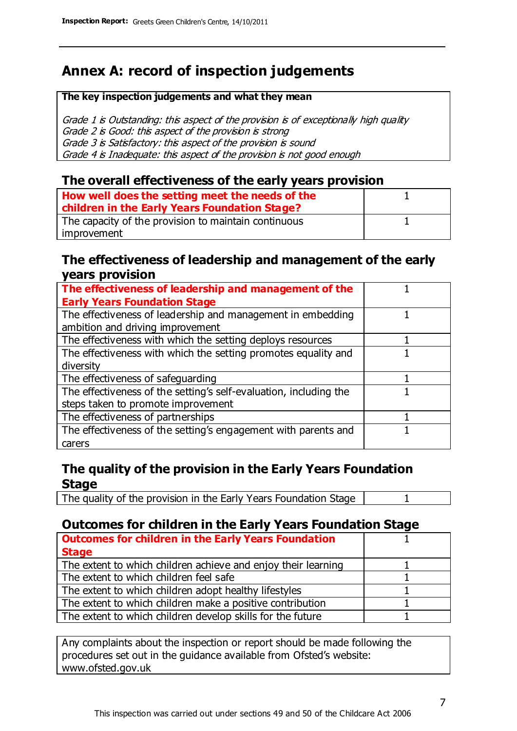# Annex A: record of inspection judgements

**The key inspection judgements and what they mean**

*Grade 1 is Outstanding: this aspect of the provision is of exceptionally high quality*
*Grade 2 is Good: this aspect of the provision is strong*
*Grade 3 is Satisfactory: this aspect of the provision is sound*
*Grade 4 is Inadequate: this aspect of the provision is not good enough*

## The overall effectiveness of the early years provision

| | |
|---|---|
| **How well does the setting meet the needs of the children in the Early Years Foundation Stage?** | 1 |
| The capacity of the provision to maintain continuous improvement | 1 |

## The effectiveness of leadership and management of the early years provision

| | |
|---|---|
| **The effectiveness of leadership and management of the Early Years Foundation Stage** | 1 |
| The effectiveness of leadership and management in embedding ambition and driving improvement | 1 |
| The effectiveness with which the setting deploys resources | 1 |
| The effectiveness with which the setting promotes equality and diversity | 1 |
| The effectiveness of safeguarding | 1 |
| The effectiveness of the setting's self-evaluation, including the steps taken to promote improvement | 1 |
| The effectiveness of partnerships | 1 |
| The effectiveness of the setting's engagement with parents and carers | 1 |

## The quality of the provision in the Early Years Foundation Stage

| | |
|---|---|
| The quality of the provision in the Early Years Foundation Stage | 1 |

## Outcomes for children in the Early Years Foundation Stage

| | |
|---|---|
| **Outcomes for children in the Early Years Foundation Stage** | 1 |
| The extent to which children achieve and enjoy their learning | 1 |
| The extent to which children feel safe | 1 |
| The extent to which children adopt healthy lifestyles | 1 |
| The extent to which children make a positive contribution | 1 |
| The extent to which children develop skills for the future | 1 |

Any complaints about the inspection or report should be made following the procedures set out in the guidance available from Ofsted's website: www.ofsted.gov.uk

This inspection was carried out under sections 49 and 50 of the Childcare Act 2006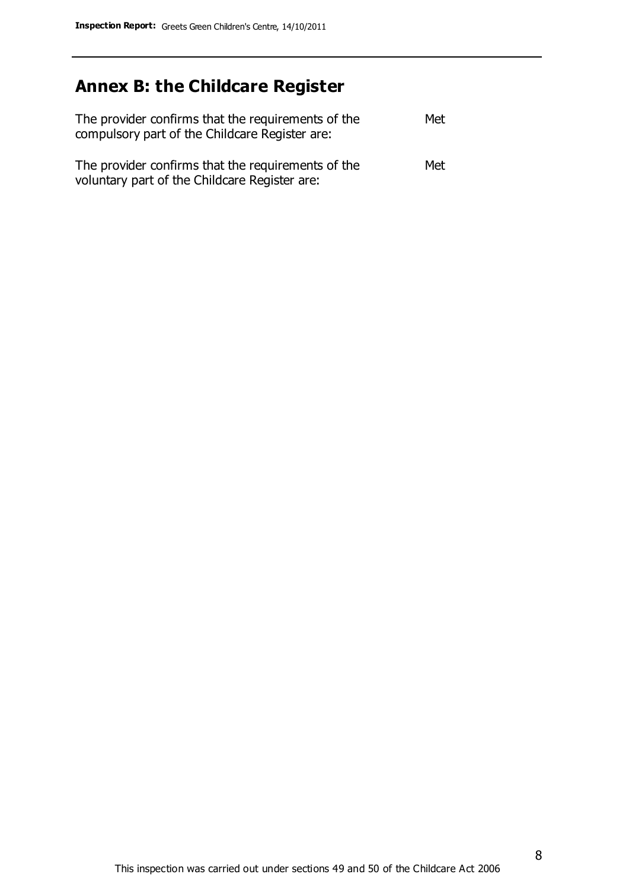## Annex B: the Childcare Register

| | |
|---|---|
| The provider confirms that the requirements of the compulsory part of the Childcare Register are: | Met |
| The provider confirms that the requirements of the voluntary part of the Childcare Register are: | Met |

This inspection was carried out under sections 49 and 50 of the Childcare Act 2006